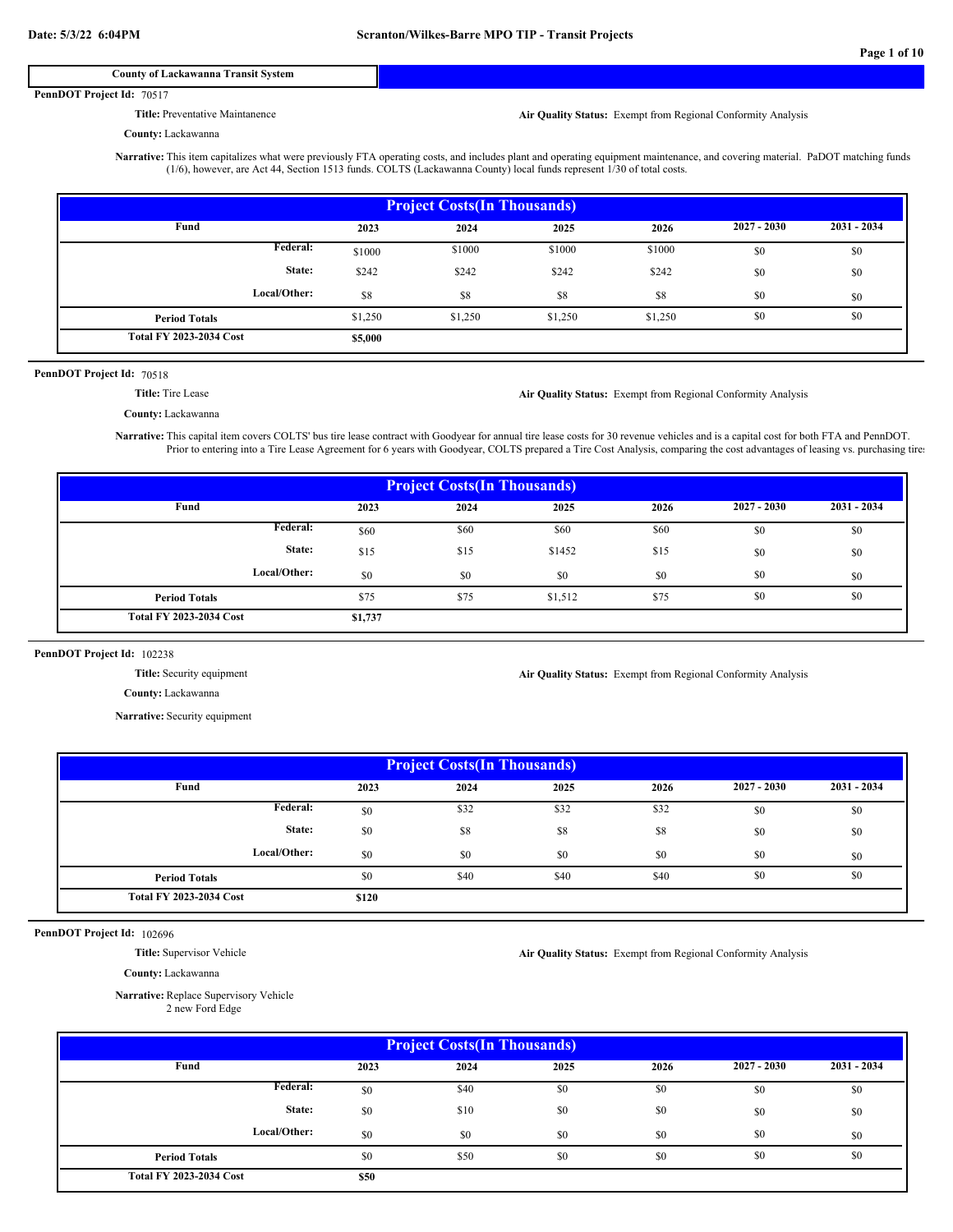Date: 5/3/22 6:04PM

# Scranton/Wilkes-Barre MPO TIP - Transit Projects

## County of Lackawanna Transit System

**PennDOT Project Id:** 70517

**Title:** Preventative Maintanence

**Air Quality Status:** Exempt from Regional Conformity Analysis

**County:** Lackawanna

**Narrative:** This item capitalizes what were previously FTA operating costs, and includes plant and operating equipment maintenance, and covering material. PaDOT matching funds (1/6), however, are Act 44, Section 1513 funds. COLTS (Lackawanna County) local funds represent 1/30 of total costs.

**Project Costs(In Thousands)**

| Fund | 2023 | 2024 | 2025 | 2026 | 2027 - 2030 | 2031 - 2034 |
|---|---|---|---|---|---|---|
| Federal: | $1000 | $1000 | $1000 | $1000 | $0 | $0 |
| State: | $242 | $242 | $242 | $242 | $0 | $0 |
| Local/Other: | $8 | $8 | $8 | $8 | $0 | $0 |
| Period Totals | $1,250 | $1,250 | $1,250 | $1,250 | $0 | $0 |
| Total FY 2023-2034 Cost | $5,000 | | | | | |

**PennDOT Project Id:** 70518

**Title:** Tire Lease

**Air Quality Status:** Exempt from Regional Conformity Analysis

**County:** Lackawanna

**Narrative:** This capital item covers COLTS' bus tire lease contract with Goodyear for annual tire lease costs for 30 revenue vehicles and is a capital cost for both FTA and PennDOT. Prior to entering into a Tire Lease Agreement for 6 years with Goodyear, COLTS prepared a Tire Cost Analysis, comparing the cost advantages of leasing vs. purchasing tires

**Project Costs(In Thousands)**

| Fund | 2023 | 2024 | 2025 | 2026 | 2027 - 2030 | 2031 - 2034 |
|---|---|---|---|---|---|---|
| Federal: | $60 | $60 | $60 | $60 | $0 | $0 |
| State: | $15 | $15 | $1452 | $15 | $0 | $0 |
| Local/Other: | $0 | $0 | $0 | $0 | $0 | $0 |
| Period Totals | $75 | $75 | $1,512 | $75 | $0 | $0 |
| Total FY 2023-2034 Cost | $1,737 | | | | | |

**PennDOT Project Id:** 102238

**Title:** Security equipment

**Air Quality Status:** Exempt from Regional Conformity Analysis

**County:** Lackawanna

**Narrative:** Security equipment

**Project Costs(In Thousands)**

| Fund | 2023 | 2024 | 2025 | 2026 | 2027 - 2030 | 2031 - 2034 |
|---|---|---|---|---|---|---|
| Federal: | $0 | $32 | $32 | $32 | $0 | $0 |
| State: | $0 | $8 | $8 | $8 | $0 | $0 |
| Local/Other: | $0 | $0 | $0 | $0 | $0 | $0 |
| Period Totals | $0 | $40 | $40 | $40 | $0 | $0 |
| Total FY 2023-2034 Cost | $120 | | | | | |

**PennDOT Project Id:** 102696

**Title:** Supervisor Vehicle

**Air Quality Status:** Exempt from Regional Conformity Analysis

**County:** Lackawanna

**Narrative:** Replace Supervisory Vehicle
2 new Ford Edge

**Project Costs(In Thousands)**

| Fund | 2023 | 2024 | 2025 | 2026 | 2027 - 2030 | 2031 - 2034 |
|---|---|---|---|---|---|---|
| Federal: | $0 | $40 | $0 | $0 | $0 | $0 |
| State: | $0 | $10 | $0 | $0 | $0 | $0 |
| Local/Other: | $0 | $0 | $0 | $0 | $0 | $0 |
| Period Totals | $0 | $50 | $0 | $0 | $0 | $0 |
| Total FY 2023-2034 Cost | $50 | | | | | |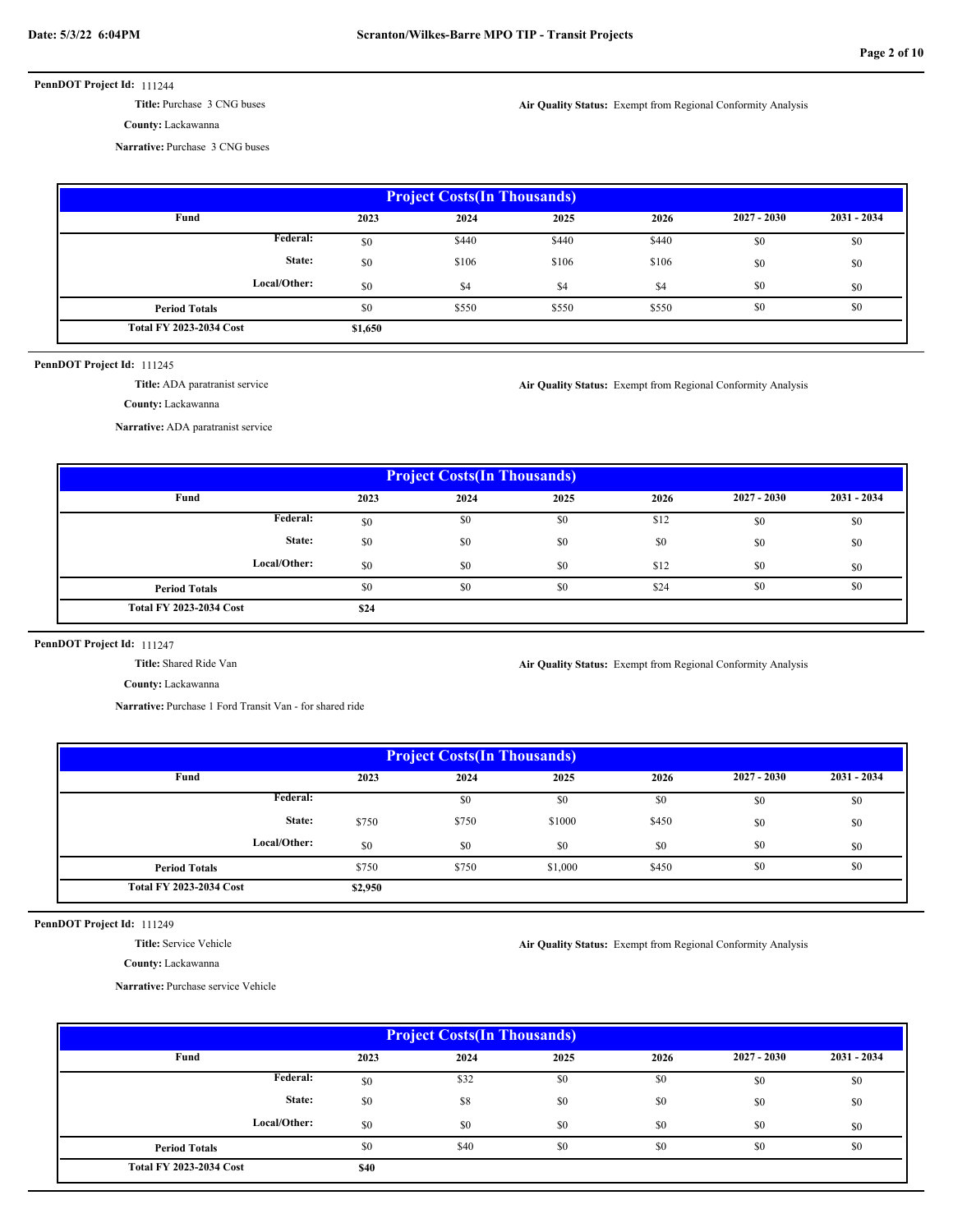**PennDOT Project Id:** 111244

**Title:** Purchase 3 CNG buses

**Air Quality Status:** Exempt from Regional Conformity Analysis

**County:** Lackawanna

**Narrative:** Purchase 3 CNG buses

| Project Costs(In Thousands) | | | | | | |
|---|---|---|---|---|---|---|
| Fund | 2023 | 2024 | 2025 | 2026 | 2027 - 2030 | 2031 - 2034 |
| Federal: | $0 | $440 | $440 | $440 | $0 | $0 |
| State: | $0 | $106 | $106 | $106 | $0 | $0 |
| Local/Other: | $0 | $4 | $4 | $4 | $0 | $0 |
| Period Totals | $0 | $550 | $550 | $550 | $0 | $0 |
| Total FY 2023-2034 Cost | $1,650 | | | | | |

**PennDOT Project Id:** 111245

**Title:** ADA paratranist service

**Air Quality Status:** Exempt from Regional Conformity Analysis

**County:** Lackawanna

**Narrative:** ADA paratranist service

| Project Costs(In Thousands) | | | | | | |
|---|---|---|---|---|---|---|
| Fund | 2023 | 2024 | 2025 | 2026 | 2027 - 2030 | 2031 - 2034 |
| Federal: | $0 | $0 | $0 | $12 | $0 | $0 |
| State: | $0 | $0 | $0 | $0 | $0 | $0 |
| Local/Other: | $0 | $0 | $0 | $12 | $0 | $0 |
| Period Totals | $0 | $0 | $0 | $24 | $0 | $0 |
| Total FY 2023-2034 Cost | $24 | | | | | |

**PennDOT Project Id:** 111247

**Title:** Shared Ride Van

**Air Quality Status:** Exempt from Regional Conformity Analysis

**County:** Lackawanna

**Narrative:** Purchase 1 Ford Transit Van - for shared ride

| Project Costs(In Thousands) | | | | | | |
|---|---|---|---|---|---|---|
| Fund | 2023 | 2024 | 2025 | 2026 | 2027 - 2030 | 2031 - 2034 |
| Federal: | | $0 | $0 | $0 | $0 | $0 |
| State: | $750 | $750 | $1000 | $450 | $0 | $0 |
| Local/Other: | $0 | $0 | $0 | $0 | $0 | $0 |
| Period Totals | $750 | $750 | $1,000 | $450 | $0 | $0 |
| Total FY 2023-2034 Cost | $2,950 | | | | | |

**PennDOT Project Id:** 111249

**Title:** Service Vehicle

**Air Quality Status:** Exempt from Regional Conformity Analysis

**County:** Lackawanna

**Narrative:** Purchase service Vehicle

| Project Costs(In Thousands) | | | | | | |
|---|---|---|---|---|---|---|
| Fund | 2023 | 2024 | 2025 | 2026 | 2027 - 2030 | 2031 - 2034 |
| Federal: | $0 | $32 | $0 | $0 | $0 | $0 |
| State: | $0 | $8 | $0 | $0 | $0 | $0 |
| Local/Other: | $0 | $0 | $0 | $0 | $0 | $0 |
| Period Totals | $0 | $40 | $0 | $0 | $0 | $0 |
| Total FY 2023-2034 Cost | $40 | | | | | |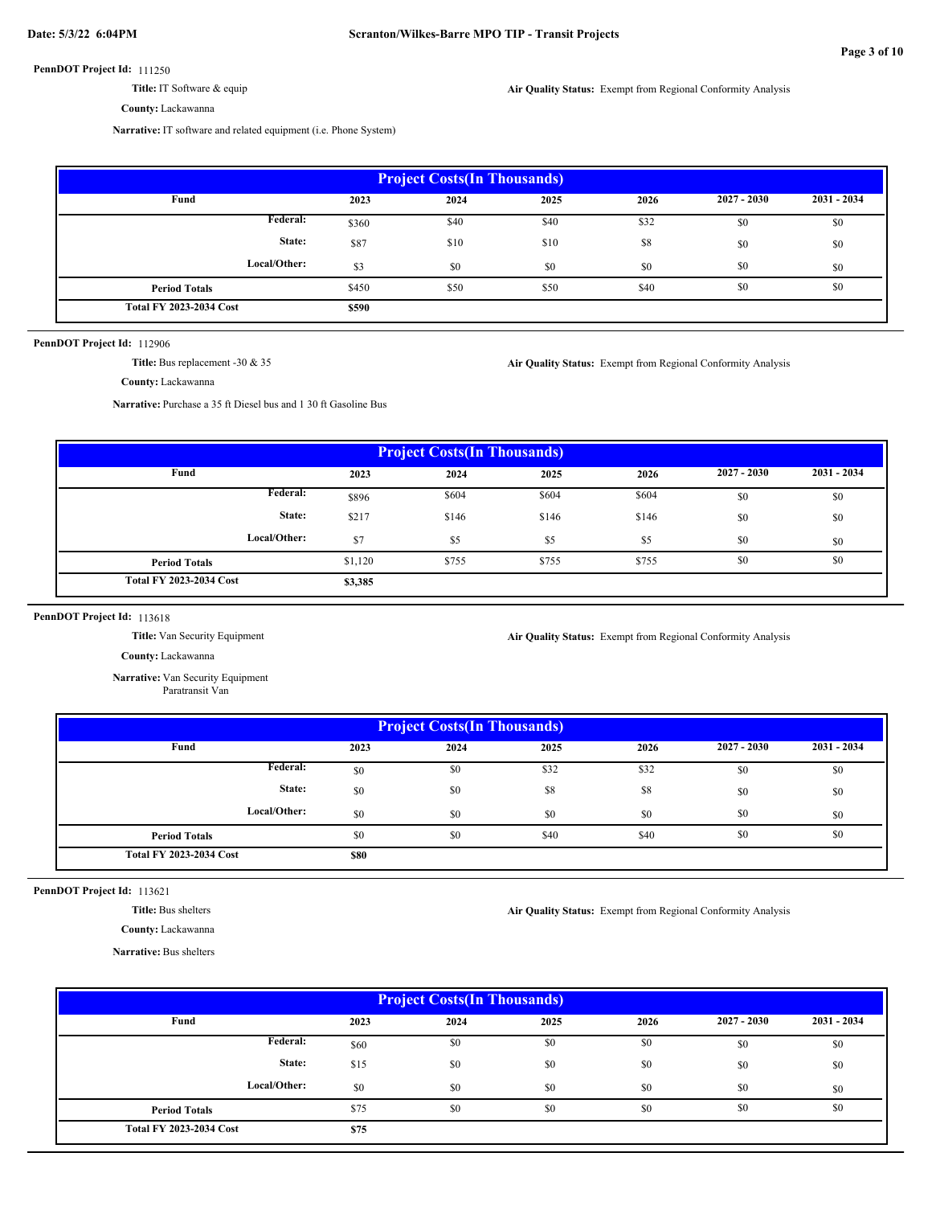**PennDOT Project Id:** 111250

**Title:** IT Software & equip

**Air Quality Status:** Exempt from Regional Conformity Analysis

**County:** Lackawanna

**Narrative:** IT software and related equipment (i.e. Phone System)

| Project Costs(In Thousands) | | | | | | |
|---|---|---|---|---|---|---|
| Fund | 2023 | 2024 | 2025 | 2026 | 2027 - 2030 | 2031 - 2034 |
| Federal: | $360 | $40 | $40 | $32 | $0 | $0 |
| State: | $87 | $10 | $10 | $8 | $0 | $0 |
| Local/Other: | $3 | $0 | $0 | $0 | $0 | $0 |
| Period Totals | $450 | $50 | $50 | $40 | $0 | $0 |
| Total FY 2023-2034 Cost | $590 | | | | | |

**PennDOT Project Id:** 112906

**Title:** Bus replacement -30 & 35

**Air Quality Status:** Exempt from Regional Conformity Analysis

**County:** Lackawanna

**Narrative:** Purchase a 35 ft Diesel bus and 1 30 ft Gasoline Bus

| Project Costs(In Thousands) | | | | | | |
|---|---|---|---|---|---|---|
| Fund | 2023 | 2024 | 2025 | 2026 | 2027 - 2030 | 2031 - 2034 |
| Federal: | $896 | $604 | $604 | $604 | $0 | $0 |
| State: | $217 | $146 | $146 | $146 | $0 | $0 |
| Local/Other: | $7 | $5 | $5 | $5 | $0 | $0 |
| Period Totals | $1,120 | $755 | $755 | $755 | $0 | $0 |
| Total FY 2023-2034 Cost | $3,385 | | | | | |

**PennDOT Project Id:** 113618

**Title:** Van Security Equipment

**Air Quality Status:** Exempt from Regional Conformity Analysis

**County:** Lackawanna

**Narrative:** Van Security Equipment
Paratransit Van

| Project Costs(In Thousands) | | | | | | |
|---|---|---|---|---|---|---|
| Fund | 2023 | 2024 | 2025 | 2026 | 2027 - 2030 | 2031 - 2034 |
| Federal: | $0 | $0 | $32 | $32 | $0 | $0 |
| State: | $0 | $0 | $8 | $8 | $0 | $0 |
| Local/Other: | $0 | $0 | $0 | $0 | $0 | $0 |
| Period Totals | $0 | $0 | $40 | $40 | $0 | $0 |
| Total FY 2023-2034 Cost | $80 | | | | | |

**PennDOT Project Id:** 113621

**Title:** Bus shelters

**Air Quality Status:** Exempt from Regional Conformity Analysis

**County:** Lackawanna

**Narrative:** Bus shelters

| Project Costs(In Thousands) | | | | | | |
|---|---|---|---|---|---|---|
| Fund | 2023 | 2024 | 2025 | 2026 | 2027 - 2030 | 2031 - 2034 |
| Federal: | $60 | $0 | $0 | $0 | $0 | $0 |
| State: | $15 | $0 | $0 | $0 | $0 | $0 |
| Local/Other: | $0 | $0 | $0 | $0 | $0 | $0 |
| Period Totals | $75 | $0 | $0 | $0 | $0 | $0 |
| Total FY 2023-2034 Cost | $75 | | | | | |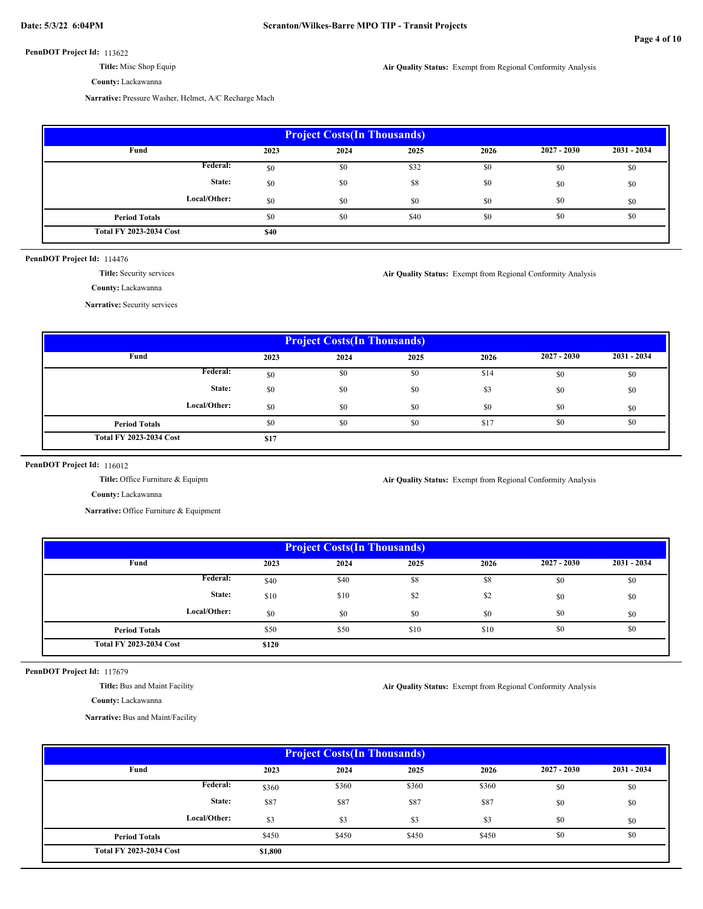**PennDOT Project Id:** 113622

**Title:** Misc Shop Equip

**Air Quality Status:** Exempt from Regional Conformity Analysis

**County:** Lackawanna

**Narrative:** Pressure Washer, Helmet, A/C Recharge Mach

| Project Costs(In Thousands) | | | | | | |
|---|---|---|---|---|---|---|
| Fund | 2023 | 2024 | 2025 | 2026 | 2027 - 2030 | 2031 - 2034 |
| Federal: | $0 | $0 | $32 | $0 | $0 | $0 |
| State: | $0 | $0 | $8 | $0 | $0 | $0 |
| Local/Other: | $0 | $0 | $0 | $0 | $0 | $0 |
| Period Totals | $0 | $0 | $40 | $0 | $0 | $0 |
| Total FY 2023-2034 Cost | $40 | | | | | |

**PennDOT Project Id:** 114476

**Title:** Security services

**Air Quality Status:** Exempt from Regional Conformity Analysis

**County:** Lackawanna

**Narrative:** Security services

| Project Costs(In Thousands) | | | | | | |
|---|---|---|---|---|---|---|
| Fund | 2023 | 2024 | 2025 | 2026 | 2027 - 2030 | 2031 - 2034 |
| Federal: | $0 | $0 | $0 | $14 | $0 | $0 |
| State: | $0 | $0 | $0 | $3 | $0 | $0 |
| Local/Other: | $0 | $0 | $0 | $0 | $0 | $0 |
| Period Totals | $0 | $0 | $0 | $17 | $0 | $0 |
| Total FY 2023-2034 Cost | $17 | | | | | |

**PennDOT Project Id:** 116012

**Title:** Office Furniture & Equipm

**Air Quality Status:** Exempt from Regional Conformity Analysis

**County:** Lackawanna

**Narrative:** Office Furniture & Equipment

| Project Costs(In Thousands) | | | | | | |
|---|---|---|---|---|---|---|
| Fund | 2023 | 2024 | 2025 | 2026 | 2027 - 2030 | 2031 - 2034 |
| Federal: | $40 | $40 | $8 | $8 | $0 | $0 |
| State: | $10 | $10 | $2 | $2 | $0 | $0 |
| Local/Other: | $0 | $0 | $0 | $0 | $0 | $0 |
| Period Totals | $50 | $50 | $10 | $10 | $0 | $0 |
| Total FY 2023-2034 Cost | $120 | | | | | |

**PennDOT Project Id:** 117679

**Title:** Bus and Maint Facility

**Air Quality Status:** Exempt from Regional Conformity Analysis

**County:** Lackawanna

**Narrative:** Bus and Maint/Facility

| Project Costs(In Thousands) | | | | | | |
|---|---|---|---|---|---|---|
| Fund | 2023 | 2024 | 2025 | 2026 | 2027 - 2030 | 2031 - 2034 |
| Federal: | $360 | $360 | $360 | $360 | $0 | $0 |
| State: | $87 | $87 | $87 | $87 | $0 | $0 |
| Local/Other: | $3 | $3 | $3 | $3 | $0 | $0 |
| Period Totals | $450 | $450 | $450 | $450 | $0 | $0 |
| Total FY 2023-2034 Cost | $1,800 | | | | | |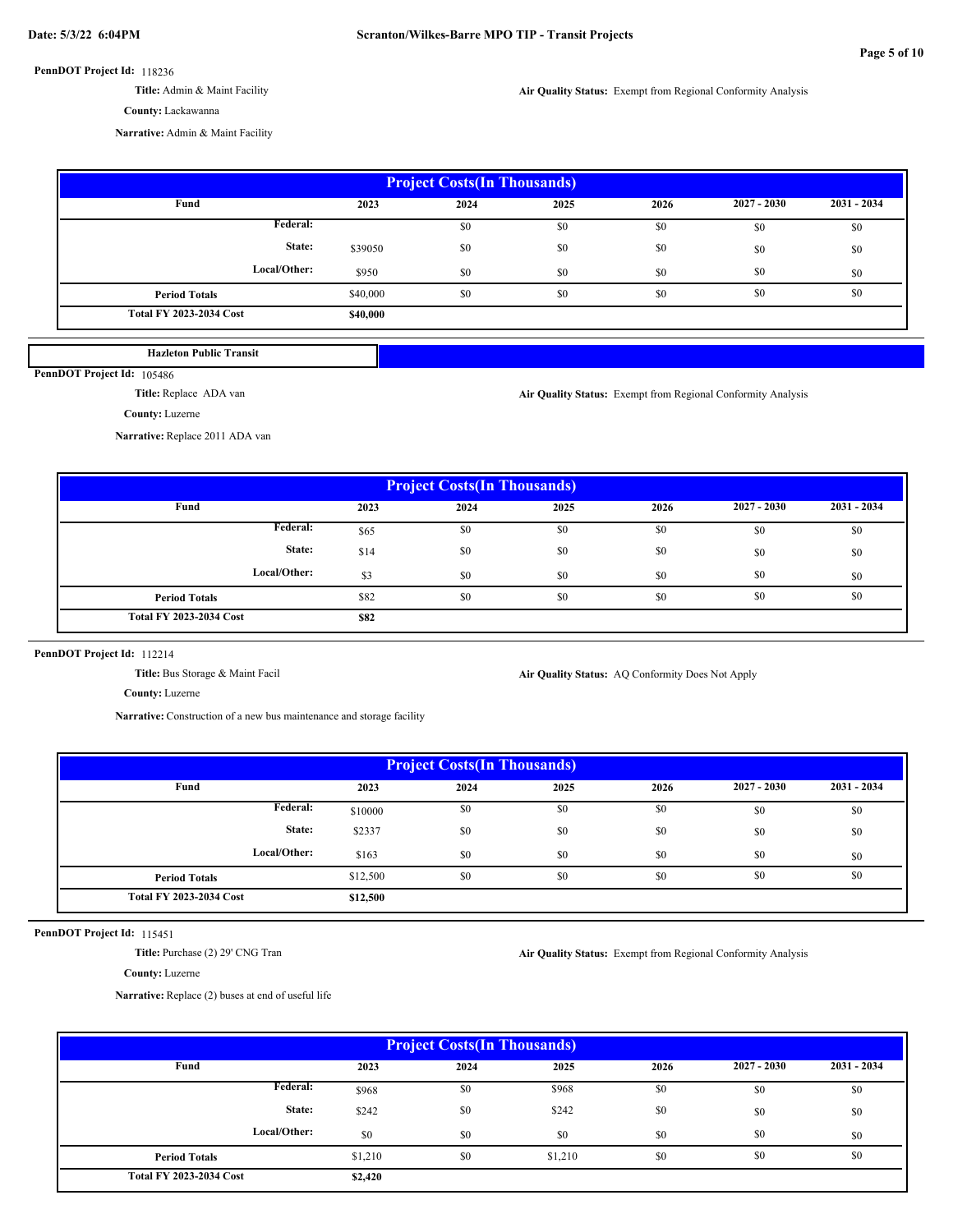**PennDOT Project Id:** 118236

**Title:** Admin & Maint Facility

**Air Quality Status:** Exempt from Regional Conformity Analysis

**County:** Lackawanna

**Narrative:** Admin & Maint Facility

| Project Costs(In Thousands) | | | | | | |
|---|---|---|---|---|---|---|
| Fund | 2023 | 2024 | 2025 | 2026 | 2027 - 2030 | 2031 - 2034 |
| Federal: | | $0 | $0 | $0 | $0 | $0 |
| State: | $39050 | $0 | $0 | $0 | $0 | $0 |
| Local/Other: | $950 | $0 | $0 | $0 | $0 | $0 |
| Period Totals | $40,000 | $0 | $0 | $0 | $0 | $0 |
| Total FY 2023-2034 Cost | $40,000 | | | | | |

## Hazleton Public Transit

**PennDOT Project Id:** 105486

**Title:** Replace ADA van

**Air Quality Status:** Exempt from Regional Conformity Analysis

**County:** Luzerne

**Narrative:** Replace 2011 ADA van

| Project Costs(In Thousands) | | | | | | |
|---|---|---|---|---|---|---|
| Fund | 2023 | 2024 | 2025 | 2026 | 2027 - 2030 | 2031 - 2034 |
| Federal: | $65 | $0 | $0 | $0 | $0 | $0 |
| State: | $14 | $0 | $0 | $0 | $0 | $0 |
| Local/Other: | $3 | $0 | $0 | $0 | $0 | $0 |
| Period Totals | $82 | $0 | $0 | $0 | $0 | $0 |
| Total FY 2023-2034 Cost | $82 | | | | | |

**PennDOT Project Id:** 112214

**Title:** Bus Storage & Maint Facil

**Air Quality Status:** AQ Conformity Does Not Apply

**County:** Luzerne

**Narrative:** Construction of a new bus maintenance and storage facility

| Project Costs(In Thousands) | | | | | | |
|---|---|---|---|---|---|---|
| Fund | 2023 | 2024 | 2025 | 2026 | 2027 - 2030 | 2031 - 2034 |
| Federal: | $10000 | $0 | $0 | $0 | $0 | $0 |
| State: | $2337 | $0 | $0 | $0 | $0 | $0 |
| Local/Other: | $163 | $0 | $0 | $0 | $0 | $0 |
| Period Totals | $12,500 | $0 | $0 | $0 | $0 | $0 |
| Total FY 2023-2034 Cost | $12,500 | | | | | |

**PennDOT Project Id:** 115451

**Title:** Purchase (2) 29' CNG Tran

**Air Quality Status:** Exempt from Regional Conformity Analysis

**County:** Luzerne

**Narrative:** Replace (2) buses at end of useful life

| Project Costs(In Thousands) | | | | | | |
|---|---|---|---|---|---|---|
| Fund | 2023 | 2024 | 2025 | 2026 | 2027 - 2030 | 2031 - 2034 |
| Federal: | $968 | $0 | $968 | $0 | $0 | $0 |
| State: | $242 | $0 | $242 | $0 | $0 | $0 |
| Local/Other: | $0 | $0 | $0 | $0 | $0 | $0 |
| Period Totals | $1,210 | $0 | $1,210 | $0 | $0 | $0 |
| Total FY 2023-2034 Cost | $2,420 | | | | | |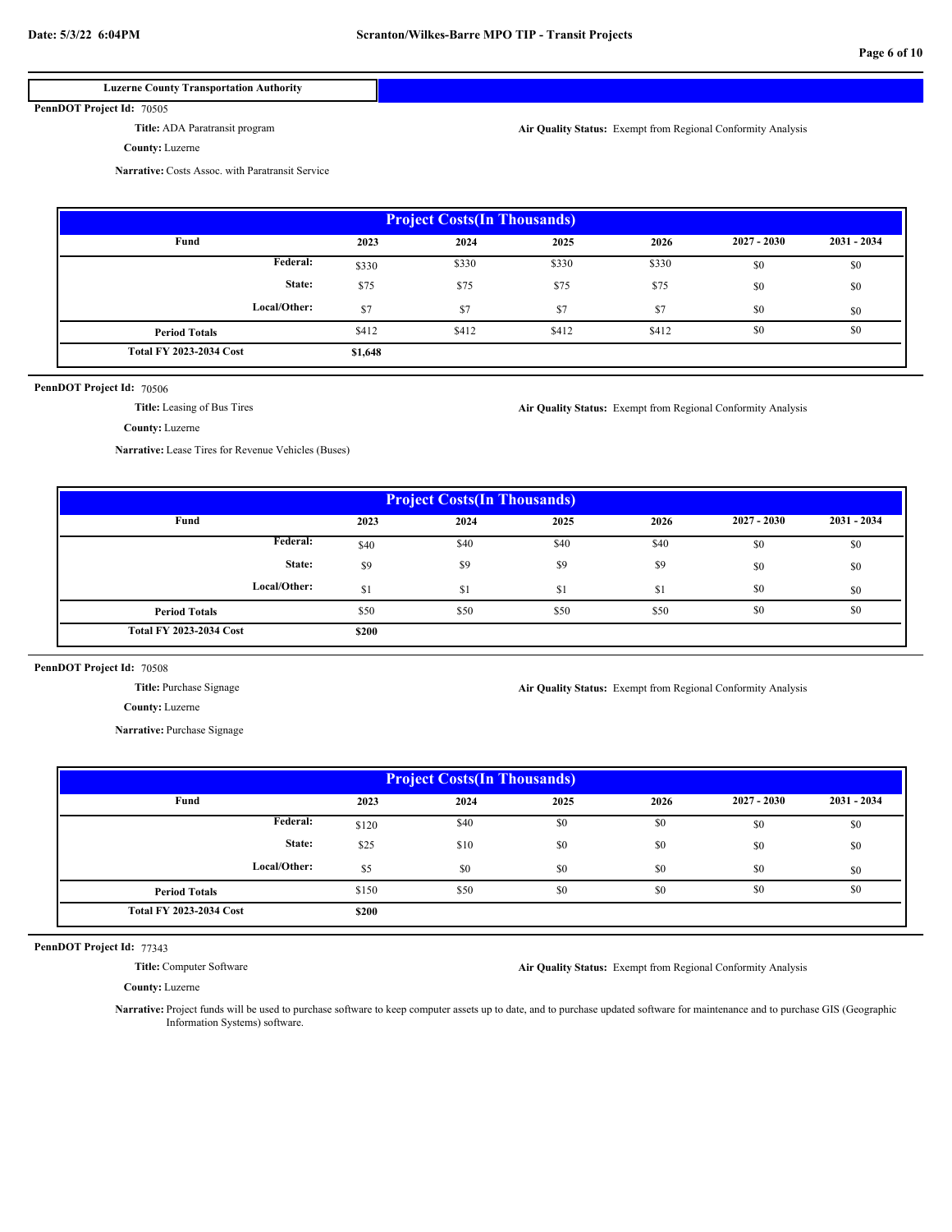**Luzerne County Transportation Authority**

**PennDOT Project Id:** 70505

**Title:** ADA Paratransit program

**Air Quality Status:** Exempt from Regional Conformity Analysis

**County:** Luzerne

**Narrative:** Costs Assoc. with Paratransit Service

**Project Costs(In Thousands)**

| Fund | 2023 | 2024 | 2025 | 2026 | 2027 - 2030 | 2031 - 2034 |
|---|---|---|---|---|---|---|
| Federal: | $330 | $330 | $330 | $330 | $0 | $0 |
| State: | $75 | $75 | $75 | $75 | $0 | $0 |
| Local/Other: | $7 | $7 | $7 | $7 | $0 | $0 |
| **Period Totals** | $412 | $412 | $412 | $412 | $0 | $0 |
| **Total FY 2023-2034 Cost** | **$1,648** | | | | | |

**PennDOT Project Id:** 70506

**Title:** Leasing of Bus Tires

**Air Quality Status:** Exempt from Regional Conformity Analysis

**County:** Luzerne

**Narrative:** Lease Tires for Revenue Vehicles (Buses)

**Project Costs(In Thousands)**

| Fund | 2023 | 2024 | 2025 | 2026 | 2027 - 2030 | 2031 - 2034 |
|---|---|---|---|---|---|---|
| Federal: | $40 | $40 | $40 | $40 | $0 | $0 |
| State: | $9 | $9 | $9 | $9 | $0 | $0 |
| Local/Other: | $1 | $1 | $1 | $1 | $0 | $0 |
| **Period Totals** | $50 | $50 | $50 | $50 | $0 | $0 |
| **Total FY 2023-2034 Cost** | **$200** | | | | | |

**PennDOT Project Id:** 70508

**Title:** Purchase Signage

**Air Quality Status:** Exempt from Regional Conformity Analysis

**County:** Luzerne

**Narrative:** Purchase Signage

**Project Costs(In Thousands)**

| Fund | 2023 | 2024 | 2025 | 2026 | 2027 - 2030 | 2031 - 2034 |
|---|---|---|---|---|---|---|
| Federal: | $120 | $40 | $0 | $0 | $0 | $0 |
| State: | $25 | $10 | $0 | $0 | $0 | $0 |
| Local/Other: | $5 | $0 | $0 | $0 | $0 | $0 |
| **Period Totals** | $150 | $50 | $0 | $0 | $0 | $0 |
| **Total FY 2023-2034 Cost** | **$200** | | | | | |

**PennDOT Project Id:** 77343

**Title:** Computer Software

**Air Quality Status:** Exempt from Regional Conformity Analysis

**County:** Luzerne

**Narrative:** Project funds will be used to purchase software to keep computer assets up to date, and to purchase updated software for maintenance and to purchase GIS (Geographic Information Systems) software.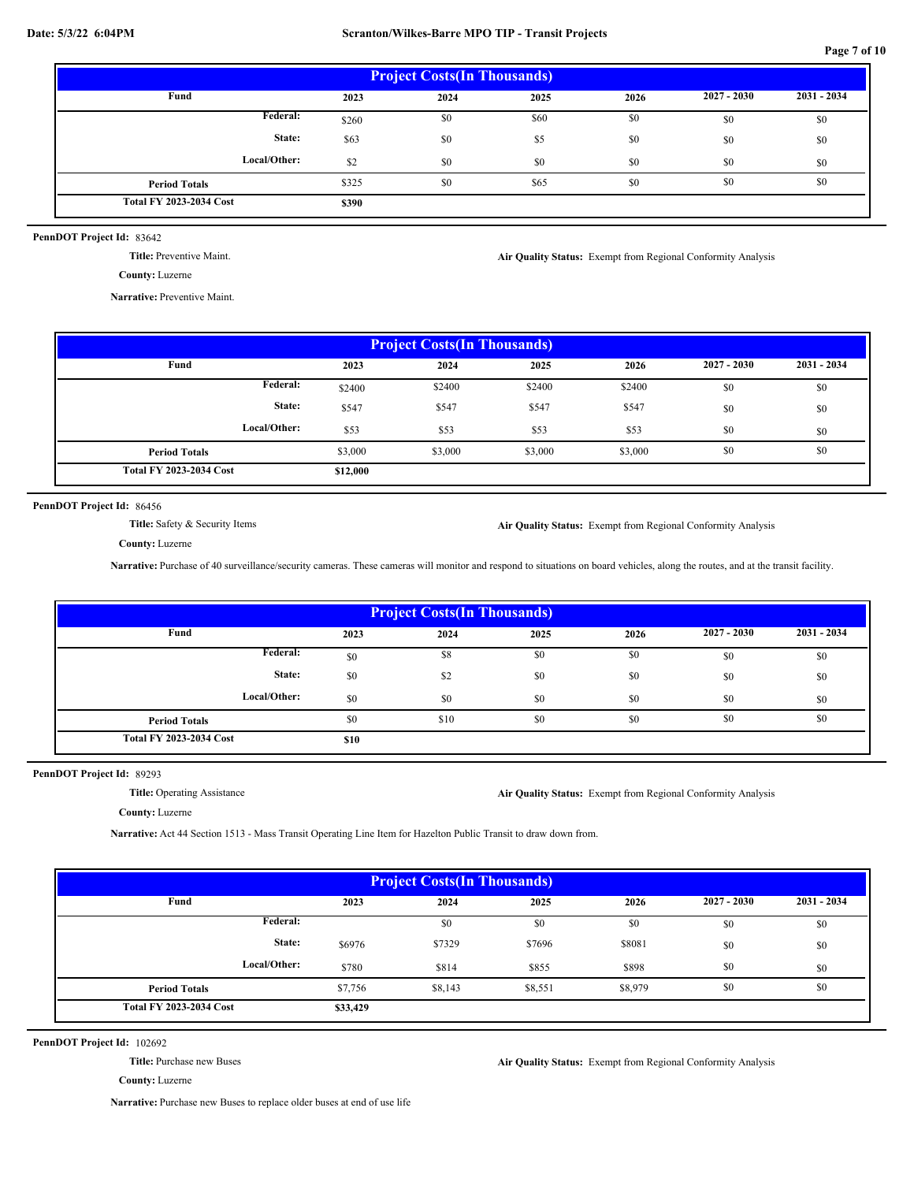**Project Costs(In Thousands)**

| Fund | 2023 | 2024 | 2025 | 2026 | 2027 - 2030 | 2031 - 2034 |
|---|---|---|---|---|---|---|
| Federal: | $260 | $0 | $60 | $0 | $0 | $0 |
| State: | $63 | $0 | $5 | $0 | $0 | $0 |
| Local/Other: | $2 | $0 | $0 | $0 | $0 | $0 |
| **Period Totals** | $325 | $0 | $65 | $0 | $0 | $0 |
| **Total FY 2023-2034 Cost** | **$390** | | | | | |

**PennDOT Project Id:** 83642

**Title:** Preventive Maint.

**Air Quality Status:** Exempt from Regional Conformity Analysis

**County:** Luzerne

**Narrative:** Preventive Maint.

**Project Costs(In Thousands)**

| Fund | 2023 | 2024 | 2025 | 2026 | 2027 - 2030 | 2031 - 2034 |
|---|---|---|---|---|---|---|
| Federal: | $2400 | $2400 | $2400 | $2400 | $0 | $0 |
| State: | $547 | $547 | $547 | $547 | $0 | $0 |
| Local/Other: | $53 | $53 | $53 | $53 | $0 | $0 |
| **Period Totals** | $3,000 | $3,000 | $3,000 | $3,000 | $0 | $0 |
| **Total FY 2023-2034 Cost** | **$12,000** | | | | | |

**PennDOT Project Id:** 86456

**Title:** Safety & Security Items

**Air Quality Status:** Exempt from Regional Conformity Analysis

**County:** Luzerne

**Narrative:** Purchase of 40 surveillance/security cameras. These cameras will monitor and respond to situations on board vehicles, along the routes, and at the transit facility.

**Project Costs(In Thousands)**

| Fund | 2023 | 2024 | 2025 | 2026 | 2027 - 2030 | 2031 - 2034 |
|---|---|---|---|---|---|---|
| Federal: | $0 | $8 | $0 | $0 | $0 | $0 |
| State: | $0 | $2 | $0 | $0 | $0 | $0 |
| Local/Other: | $0 | $0 | $0 | $0 | $0 | $0 |
| **Period Totals** | $0 | $10 | $0 | $0 | $0 | $0 |
| **Total FY 2023-2034 Cost** | **$10** | | | | | |

**PennDOT Project Id:** 89293

**Title:** Operating Assistance

**Air Quality Status:** Exempt from Regional Conformity Analysis

**County:** Luzerne

**Narrative:** Act 44 Section 1513 - Mass Transit Operating Line Item for Hazelton Public Transit to draw down from.

**Project Costs(In Thousands)**

| Fund | 2023 | 2024 | 2025 | 2026 | 2027 - 2030 | 2031 - 2034 |
|---|---|---|---|---|---|---|
| Federal: | | $0 | $0 | $0 | $0 | $0 |
| State: | $6976 | $7329 | $7696 | $8081 | $0 | $0 |
| Local/Other: | $780 | $814 | $855 | $898 | $0 | $0 |
| **Period Totals** | $7,756 | $8,143 | $8,551 | $8,979 | $0 | $0 |
| **Total FY 2023-2034 Cost** | **$33,429** | | | | | |

**PennDOT Project Id:** 102692

**Title:** Purchase new Buses

**Air Quality Status:** Exempt from Regional Conformity Analysis

**County:** Luzerne

**Narrative:** Purchase new Buses to replace older buses at end of use life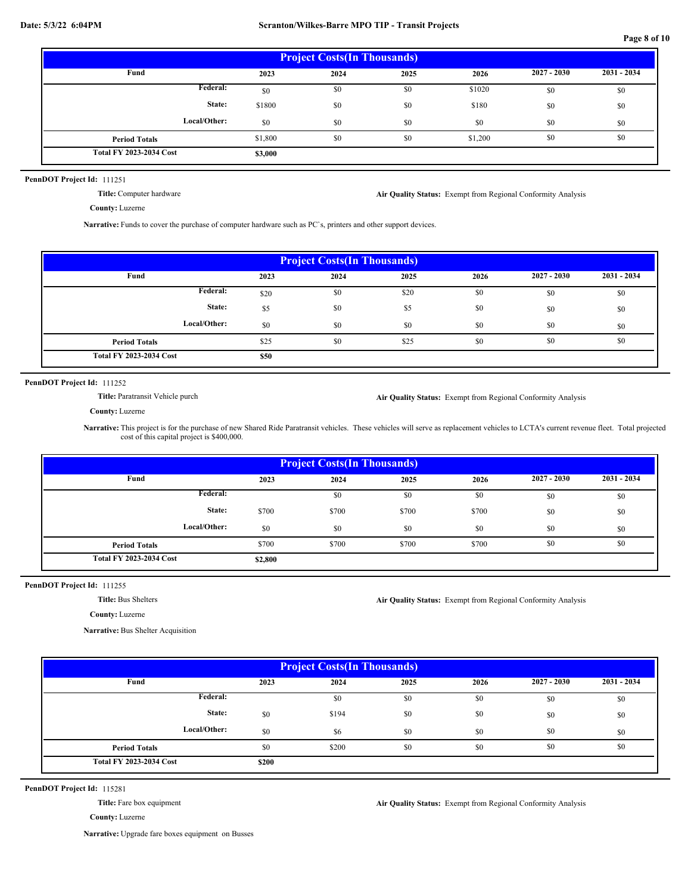| Project Costs(In Thousands) | | | | | | |
|---|---|---|---|---|---|---|
| Fund | 2023 | 2024 | 2025 | 2026 | 2027 - 2030 | 2031 - 2034 |
| Federal: | $0 | $0 | $0 | $1020 | $0 | $0 |
| State: | $1800 | $0 | $0 | $180 | $0 | $0 |
| Local/Other: | $0 | $0 | $0 | $0 | $0 | $0 |
| Period Totals | $1,800 | $0 | $0 | $1,200 | $0 | $0 |
| Total FY 2023-2034 Cost | $3,000 | | | | | |

**PennDOT Project Id:** 111251

**Title:** Computer hardware

**Air Quality Status:** Exempt from Regional Conformity Analysis

**County:** Luzerne

**Narrative:** Funds to cover the purchase of computer hardware such as PC`s, printers and other support devices.

| Project Costs(In Thousands) | | | | | | |
|---|---|---|---|---|---|---|
| Fund | 2023 | 2024 | 2025 | 2026 | 2027 - 2030 | 2031 - 2034 |
| Federal: | $20 | $0 | $20 | $0 | $0 | $0 |
| State: | $5 | $0 | $5 | $0 | $0 | $0 |
| Local/Other: | $0 | $0 | $0 | $0 | $0 | $0 |
| Period Totals | $25 | $0 | $25 | $0 | $0 | $0 |
| Total FY 2023-2034 Cost | $50 | | | | | |

**PennDOT Project Id:** 111252

**Title:** Paratransit Vehicle purch

**Air Quality Status:** Exempt from Regional Conformity Analysis

**County:** Luzerne

**Narrative:** This project is for the purchase of new Shared Ride Paratransit vehicles. These vehicles will serve as replacement vehicles to LCTA's current revenue fleet. Total projected cost of this capital project is $400,000.

| Project Costs(In Thousands) | | | | | | |
|---|---|---|---|---|---|---|
| Fund | 2023 | 2024 | 2025 | 2026 | 2027 - 2030 | 2031 - 2034 |
| Federal: | | $0 | $0 | $0 | $0 | $0 |
| State: | $700 | $700 | $700 | $700 | $0 | $0 |
| Local/Other: | $0 | $0 | $0 | $0 | $0 | $0 |
| Period Totals | $700 | $700 | $700 | $700 | $0 | $0 |
| Total FY 2023-2034 Cost | $2,800 | | | | | |

**PennDOT Project Id:** 111255

**Title:** Bus Shelters

**Air Quality Status:** Exempt from Regional Conformity Analysis

**County:** Luzerne

**Narrative:** Bus Shelter Acquisition

| Project Costs(In Thousands) | | | | | | |
|---|---|---|---|---|---|---|
| Fund | 2023 | 2024 | 2025 | 2026 | 2027 - 2030 | 2031 - 2034 |
| Federal: | | $0 | $0 | $0 | $0 | $0 |
| State: | $0 | $194 | $0 | $0 | $0 | $0 |
| Local/Other: | $0 | $6 | $0 | $0 | $0 | $0 |
| Period Totals | $0 | $200 | $0 | $0 | $0 | $0 |
| Total FY 2023-2034 Cost | $200 | | | | | |

**PennDOT Project Id:** 115281

**Title:** Fare box equipment

**Air Quality Status:** Exempt from Regional Conformity Analysis

**County:** Luzerne

**Narrative:** Upgrade fare boxes equipment on Busses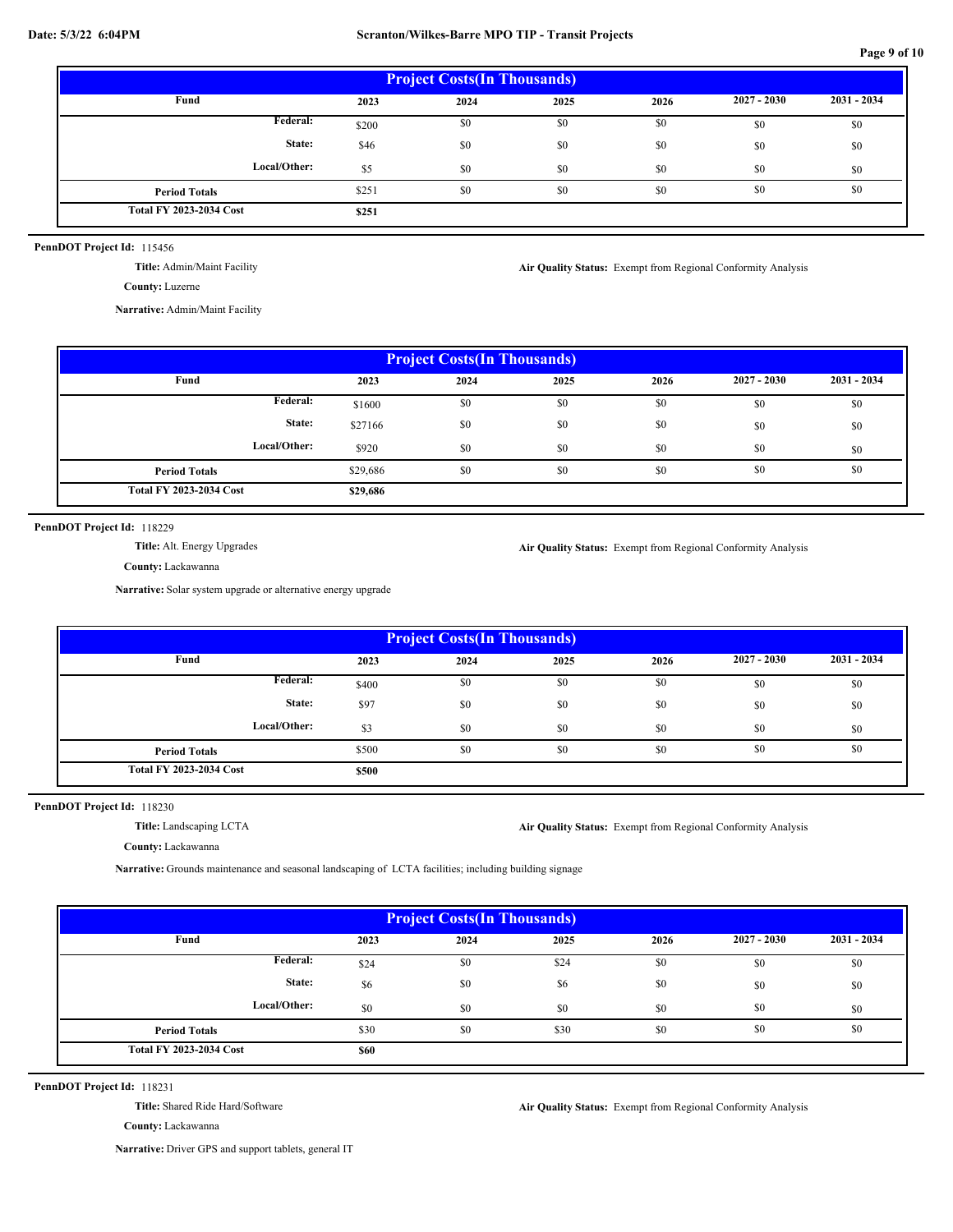**Project Costs(In Thousands)**

| Fund | 2023 | 2024 | 2025 | 2026 | 2027 - 2030 | 2031 - 2034 |
|---|---|---|---|---|---|---|
| Federal: | $200 | $0 | $0 | $0 | $0 | $0 |
| State: | $46 | $0 | $0 | $0 | $0 | $0 |
| Local/Other: | $5 | $0 | $0 | $0 | $0 | $0 |
| Period Totals | $251 | $0 | $0 | $0 | $0 | $0 |
| Total FY 2023-2034 Cost | $251 | | | | | |

**PennDOT Project Id:** 115456

**Title:** Admin/Maint Facility

**Air Quality Status:** Exempt from Regional Conformity Analysis

**County:** Luzerne

**Narrative:** Admin/Maint Facility

**Project Costs(In Thousands)**

| Fund | 2023 | 2024 | 2025 | 2026 | 2027 - 2030 | 2031 - 2034 |
|---|---|---|---|---|---|---|
| Federal: | $1600 | $0 | $0 | $0 | $0 | $0 |
| State: | $27166 | $0 | $0 | $0 | $0 | $0 |
| Local/Other: | $920 | $0 | $0 | $0 | $0 | $0 |
| Period Totals | $29,686 | $0 | $0 | $0 | $0 | $0 |
| Total FY 2023-2034 Cost | $29,686 | | | | | |

**PennDOT Project Id:** 118229

**Title:** Alt. Energy Upgrades

**Air Quality Status:** Exempt from Regional Conformity Analysis

**County:** Lackawanna

**Narrative:** Solar system upgrade or alternative energy upgrade

**Project Costs(In Thousands)**

| Fund | 2023 | 2024 | 2025 | 2026 | 2027 - 2030 | 2031 - 2034 |
|---|---|---|---|---|---|---|
| Federal: | $400 | $0 | $0 | $0 | $0 | $0 |
| State: | $97 | $0 | $0 | $0 | $0 | $0 |
| Local/Other: | $3 | $0 | $0 | $0 | $0 | $0 |
| Period Totals | $500 | $0 | $0 | $0 | $0 | $0 |
| Total FY 2023-2034 Cost | $500 | | | | | |

**PennDOT Project Id:** 118230

**Title:** Landscaping LCTA

**Air Quality Status:** Exempt from Regional Conformity Analysis

**County:** Lackawanna

**Narrative:** Grounds maintenance and seasonal landscaping of LCTA facilities; including building signage

**Project Costs(In Thousands)**

| Fund | 2023 | 2024 | 2025 | 2026 | 2027 - 2030 | 2031 - 2034 |
|---|---|---|---|---|---|---|
| Federal: | $24 | $0 | $24 | $0 | $0 | $0 |
| State: | $6 | $0 | $6 | $0 | $0 | $0 |
| Local/Other: | $0 | $0 | $0 | $0 | $0 | $0 |
| Period Totals | $30 | $0 | $30 | $0 | $0 | $0 |
| Total FY 2023-2034 Cost | $60 | | | | | |

**PennDOT Project Id:** 118231

**Title:** Shared Ride Hard/Software

**Air Quality Status:** Exempt from Regional Conformity Analysis

**County:** Lackawanna

**Narrative:** Driver GPS and support tablets, general IT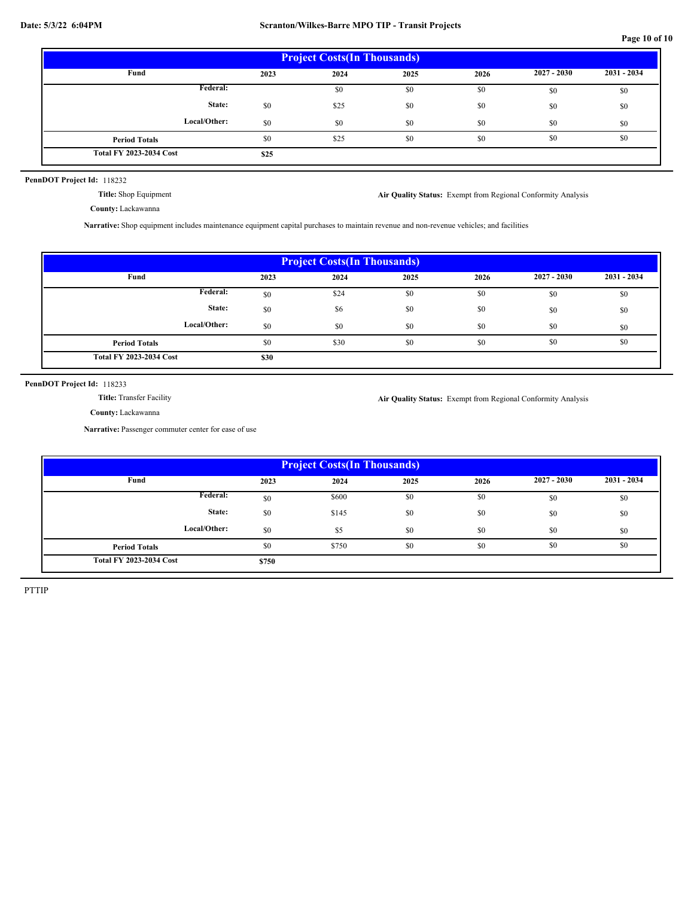| Project Costs(In Thousands) | | | | | | |
|---|---|---|---|---|---|---|
| Fund | 2023 | 2024 | 2025 | 2026 | 2027 - 2030 | 2031 - 2034 |
| Federal: | | $0 | $0 | $0 | $0 | $0 |
| State: | $0 | $25 | $0 | $0 | $0 | $0 |
| Local/Other: | $0 | $0 | $0 | $0 | $0 | $0 |
| Period Totals | $0 | $25 | $0 | $0 | $0 | $0 |
| Total FY 2023-2034 Cost | $25 | | | | | |

**PennDOT Project Id:** 118232

**Title:** Shop Equipment

**Air Quality Status:** Exempt from Regional Conformity Analysis

**County:** Lackawanna

**Narrative:** Shop equipment includes maintenance equipment capital purchases to maintain revenue and non-revenue vehicles; and facilities

| Project Costs(In Thousands) | | | | | | |
|---|---|---|---|---|---|---|
| Fund | 2023 | 2024 | 2025 | 2026 | 2027 - 2030 | 2031 - 2034 |
| Federal: | $0 | $24 | $0 | $0 | $0 | $0 |
| State: | $0 | $6 | $0 | $0 | $0 | $0 |
| Local/Other: | $0 | $0 | $0 | $0 | $0 | $0 |
| Period Totals | $0 | $30 | $0 | $0 | $0 | $0 |
| Total FY 2023-2034 Cost | $30 | | | | | |

**PennDOT Project Id:** 118233

**Title:** Transfer Facility

**Air Quality Status:** Exempt from Regional Conformity Analysis

**County:** Lackawanna

**Narrative:** Passenger commuter center for ease of use

| Project Costs(In Thousands) | | | | | | |
|---|---|---|---|---|---|---|
| Fund | 2023 | 2024 | 2025 | 2026 | 2027 - 2030 | 2031 - 2034 |
| Federal: | $0 | $600 | $0 | $0 | $0 | $0 |
| State: | $0 | $145 | $0 | $0 | $0 | $0 |
| Local/Other: | $0 | $5 | $0 | $0 | $0 | $0 |
| Period Totals | $0 | $750 | $0 | $0 | $0 | $0 |
| Total FY 2023-2034 Cost | $750 | | | | | |

PTTIP